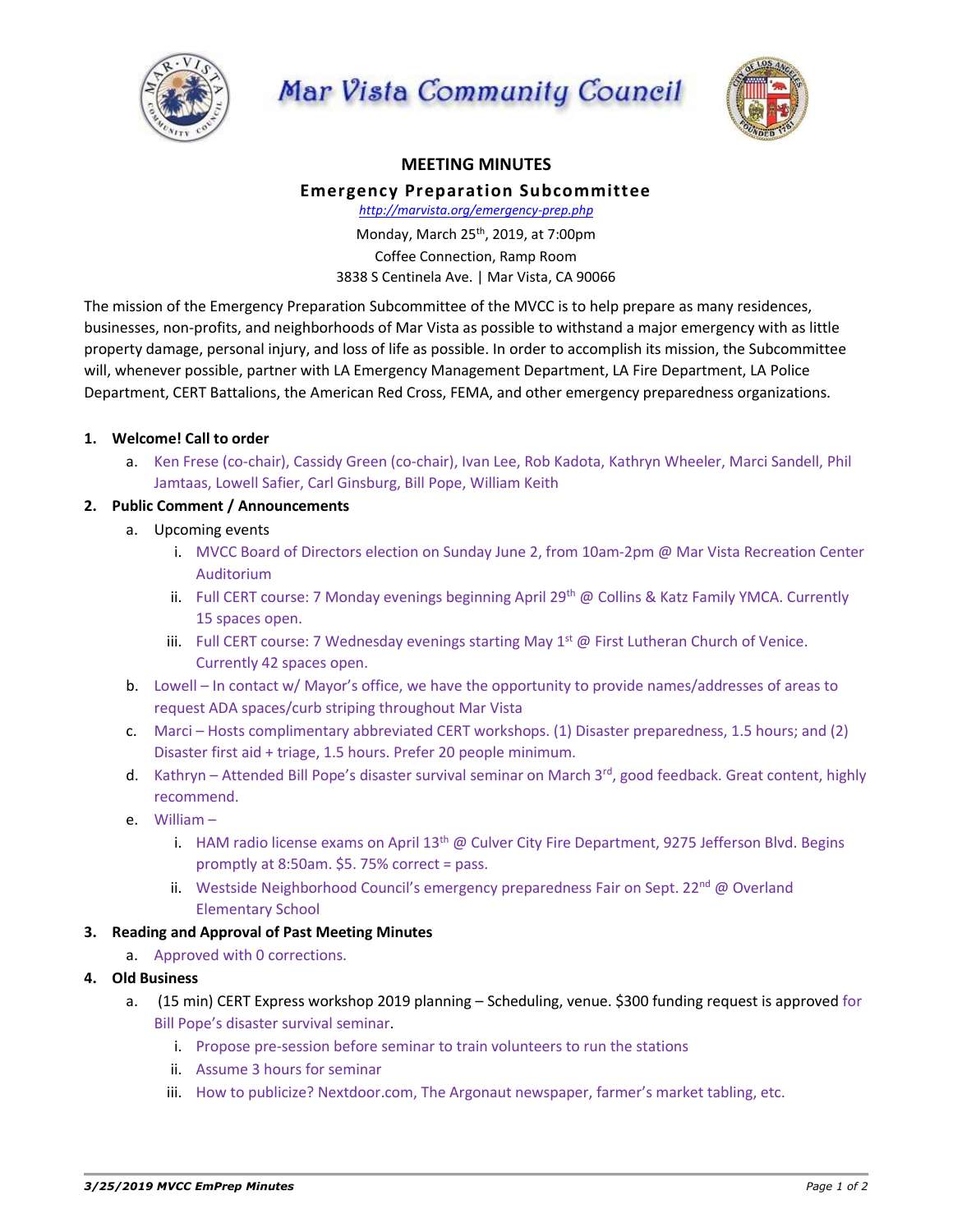# Mar Vista Community Council

## MEETING MINUTES

### Emergency Preparation Subcommittee

http://marvista.org/emergency-prep.php

Monday, March 25th, 2019, at 7:00pm
Coffee Connection, Ramp Room
3838 S Centinela Ave. | Mar Vista, CA 90066

The mission of the Emergency Preparation Subcommittee of the MVCC is to help prepare as many residences, businesses, non-profits, and neighborhoods of Mar Vista as possible to withstand a major emergency with as little property damage, personal injury, and loss of life as possible. In order to accomplish its mission, the Subcommittee will, whenever possible, partner with LA Emergency Management Department, LA Fire Department, LA Police Department, CERT Battalions, the American Red Cross, FEMA, and other emergency preparedness organizations.

1. **Welcome! Call to order**
   a. Ken Frese (co-chair), Cassidy Green (co-chair), Ivan Lee, Rob Kadota, Kathryn Wheeler, Marci Sandell, Phil Jamtaas, Lowell Safier, Carl Ginsburg, Bill Pope, William Keith
2. **Public Comment / Announcements**
   a. Upcoming events
      i. MVCC Board of Directors election on Sunday June 2, from 10am-2pm @ Mar Vista Recreation Center Auditorium
      ii. Full CERT course: 7 Monday evenings beginning April 29th @ Collins & Katz Family YMCA. Currently 15 spaces open.
      iii. Full CERT course: 7 Wednesday evenings starting May 1st @ First Lutheran Church of Venice. Currently 42 spaces open.
   b. Lowell – In contact w/ Mayor's office, we have the opportunity to provide names/addresses of areas to request ADA spaces/curb striping throughout Mar Vista
   c. Marci – Hosts complimentary abbreviated CERT workshops. (1) Disaster preparedness, 1.5 hours; and (2) Disaster first aid + triage, 1.5 hours. Prefer 20 people minimum.
   d. Kathryn – Attended Bill Pope's disaster survival seminar on March 3rd, good feedback. Great content, highly recommend.
   e. William –
      i. HAM radio license exams on April 13th @ Culver City Fire Department, 9275 Jefferson Blvd. Begins promptly at 8:50am. $5. 75% correct = pass.
      ii. Westside Neighborhood Council's emergency preparedness Fair on Sept. 22nd @ Overland Elementary School
3. **Reading and Approval of Past Meeting Minutes**
   a. Approved with 0 corrections.
4. **Old Business**
   a. (15 min) CERT Express workshop 2019 planning – Scheduling, venue. $300 funding request is approved for Bill Pope's disaster survival seminar.
      i. Propose pre-session before seminar to train volunteers to run the stations
      ii. Assume 3 hours for seminar
      iii. How to publicize? Nextdoor.com, The Argonaut newspaper, farmer's market tabling, etc.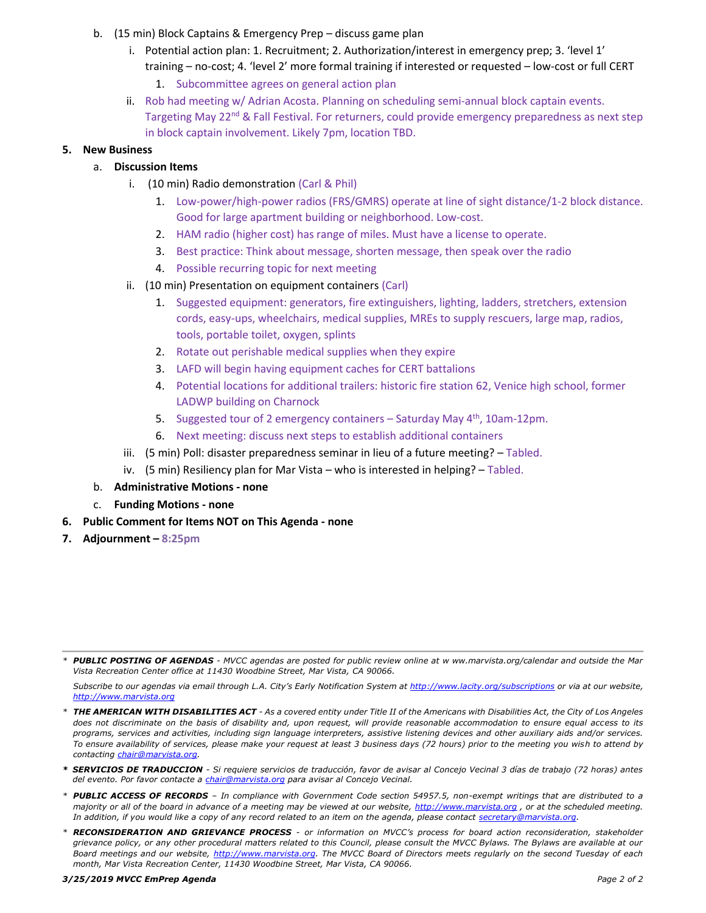b. (15 min) Block Captains & Emergency Prep – discuss game plan

   i. Potential action plan: 1. Recruitment; 2. Authorization/interest in emergency prep; 3. 'level 1' training – no-cost; 4. 'level 2' more formal training if interested or requested – low-cost or full CERT

      1. Subcommittee agrees on general action plan

   ii. Rob had meeting w/ Adrian Acosta. Planning on scheduling semi-annual block captain events. Targeting May 22nd & Fall Festival. For returners, could provide emergency preparedness as next step in block captain involvement. Likely 7pm, location TBD.

**5. New Business**

   a. **Discussion Items**

      i. (10 min) Radio demonstration (Carl & Phil)

         1. Low-power/high-power radios (FRS/GMRS) operate at line of sight distance/1-2 block distance. Good for large apartment building or neighborhood. Low-cost.
         2. HAM radio (higher cost) has range of miles. Must have a license to operate.
         3. Best practice: Think about message, shorten message, then speak over the radio
         4. Possible recurring topic for next meeting

      ii. (10 min) Presentation on equipment containers (Carl)

         1. Suggested equipment: generators, fire extinguishers, lighting, ladders, stretchers, extension cords, easy-ups, wheelchairs, medical supplies, MREs to supply rescuers, large map, radios, tools, portable toilet, oxygen, splints
         2. Rotate out perishable medical supplies when they expire
         3. LAFD will begin having equipment caches for CERT battalions
         4. Potential locations for additional trailers: historic fire station 62, Venice high school, former LADWP building on Charnock
         5. Suggested tour of 2 emergency containers – Saturday May 4th, 10am-12pm.
         6. Next meeting: discuss next steps to establish additional containers

      iii. (5 min) Poll: disaster preparedness seminar in lieu of a future meeting? – Tabled.

      iv. (5 min) Resiliency plan for Mar Vista – who is interested in helping? – Tabled.

   b. **Administrative Motions - none**

   c. **Funding Motions - none**

**6. Public Comment for Items NOT on This Agenda - none**

**7. Adjournment – 8:25pm**

---

\* ***PUBLIC POSTING OF AGENDAS*** *- MVCC agendas are posted for public review online at w ww.marvista.org/calendar and outside the Mar Vista Recreation Center office at 11430 Woodbine Street, Mar Vista, CA 90066.*

*Subscribe to our agendas via email through L.A. City's Early Notification System at http://www.lacity.org/subscriptions or via at our website, http://www.marvista.org*

\* ***THE AMERICAN WITH DISABILITIES ACT*** *- As a covered entity under Title II of the Americans with Disabilities Act, the City of Los Angeles does not discriminate on the basis of disability and, upon request, will provide reasonable accommodation to ensure equal access to its programs, services and activities, including sign language interpreters, assistive listening devices and other auxiliary aids and/or services. To ensure availability of services, please make your request at least 3 business days (72 hours) prior to the meeting you wish to attend by contacting chair@marvista.org.*

**\*** ***SERVICIOS DE TRADUCCION*** *- Si requiere servicios de traducción, favor de avisar al Concejo Vecinal 3 días de trabajo (72 horas) antes del evento. Por favor contacte a chair@marvista.org para avisar al Concejo Vecinal.*

\* ***PUBLIC ACCESS OF RECORDS*** *– In compliance with Government Code section 54957.5, non-exempt writings that are distributed to a majority or all of the board in advance of a meeting may be viewed at our website, http://www.marvista.org , or at the scheduled meeting. In addition, if you would like a copy of any record related to an item on the agenda, please contact secretary@marvista.org.*

\* ***RECONSIDERATION AND GRIEVANCE PROCESS*** *- or information on MVCC's process for board action reconsideration, stakeholder grievance policy, or any other procedural matters related to this Council, please consult the MVCC Bylaws. The Bylaws are available at our Board meetings and our website, http://www.marvista.org. The MVCC Board of Directors meets regularly on the second Tuesday of each month, Mar Vista Recreation Center, 11430 Woodbine Street, Mar Vista, CA 90066.*